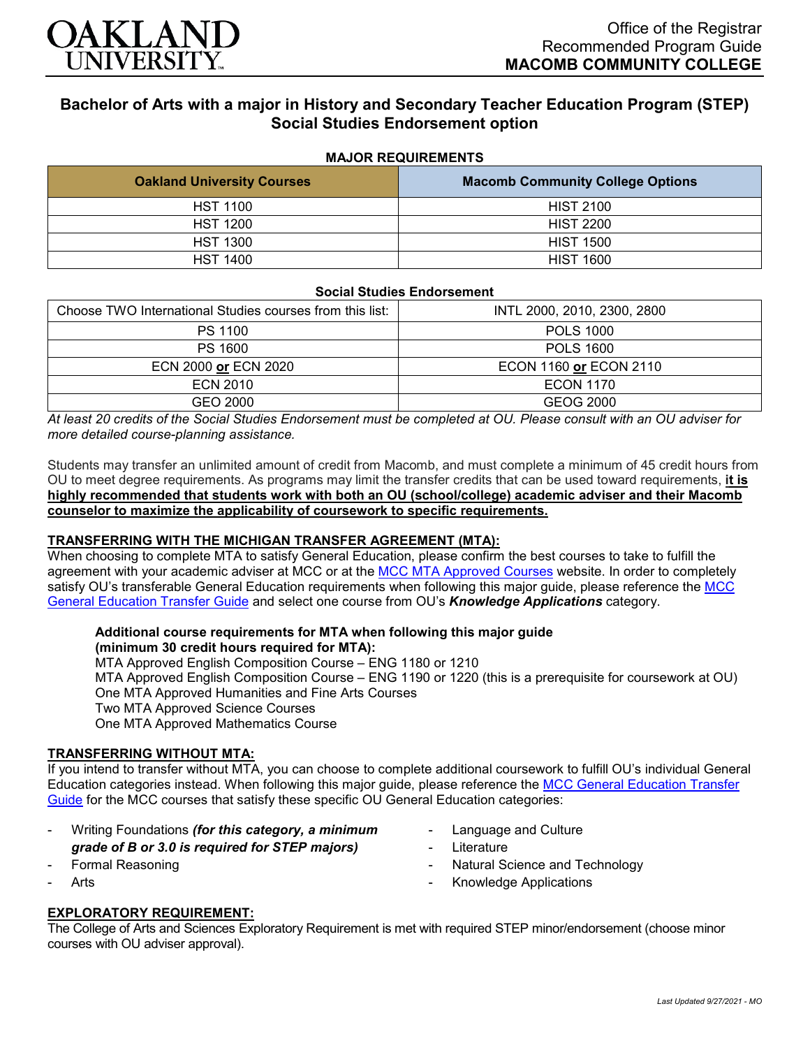Office of the Registrar
Recommended Program Guide
**MACOMB COMMUNITY COLLEGE**

# Bachelor of Arts with a major in History and Secondary Teacher Education Program (STEP) Social Studies Endorsement option

### MAJOR REQUIREMENTS

| Oakland University Courses | Macomb Community College Options |
|---|---|
| HST 1100 | HIST 2100 |
| HST 1200 | HIST 2200 |
| HST 1300 | HIST 1500 |
| HST 1400 | HIST 1600 |

### Social Studies Endorsement

| | |
|---|---|
| Choose TWO International Studies courses from this list: | INTL 2000, 2010, 2300, 2800 |
| PS 1100 | POLS 1000 |
| PS 1600 | POLS 1600 |
| ECN 2000 **or** ECN 2020 | ECON 1160 **or** ECON 2110 |
| ECN 2010 | ECON 1170 |
| GEO 2000 | GEOG 2000 |

*At least 20 credits of the Social Studies Endorsement must be completed at OU. Please consult with an OU adviser for more detailed course-planning assistance.*

Students may transfer an unlimited amount of credit from Macomb, and must complete a minimum of 45 credit hours from OU to meet degree requirements. As programs may limit the transfer credits that can be used toward requirements, **it is highly recommended that students work with both an OU (school/college) academic adviser and their Macomb counselor to maximize the applicability of coursework to specific requirements.**

### TRANSFERRING WITH THE MICHIGAN TRANSFER AGREEMENT (MTA):

When choosing to complete MTA to satisfy General Education, please confirm the best courses to take to fulfill the agreement with your academic adviser at MCC or at the MCC MTA Approved Courses website. In order to completely satisfy OU's transferable General Education requirements when following this major guide, please reference the MCC General Education Transfer Guide and select one course from OU's ***Knowledge Applications*** category.

**Additional course requirements for MTA when following this major guide (minimum 30 credit hours required for MTA):**
MTA Approved English Composition Course – ENG 1180 or 1210
MTA Approved English Composition Course – ENG 1190 or 1220 (this is a prerequisite for coursework at OU)
One MTA Approved Humanities and Fine Arts Courses
Two MTA Approved Science Courses
One MTA Approved Mathematics Course

### TRANSFERRING WITHOUT MTA:

If you intend to transfer without MTA, you can choose to complete additional coursework to fulfill OU's individual General Education categories instead. When following this major guide, please reference the MCC General Education Transfer Guide for the MCC courses that satisfy these specific OU General Education categories:

- Writing Foundations ***(for this category, a minimum grade of B or 3.0 is required for STEP majors)***
- Formal Reasoning
- Arts
- Language and Culture
- Literature
- Natural Science and Technology
- Knowledge Applications

### EXPLORATORY REQUIREMENT:

The College of Arts and Sciences Exploratory Requirement is met with required STEP minor/endorsement (choose minor courses with OU adviser approval).

*Last Updated 9/27/2021 - MO*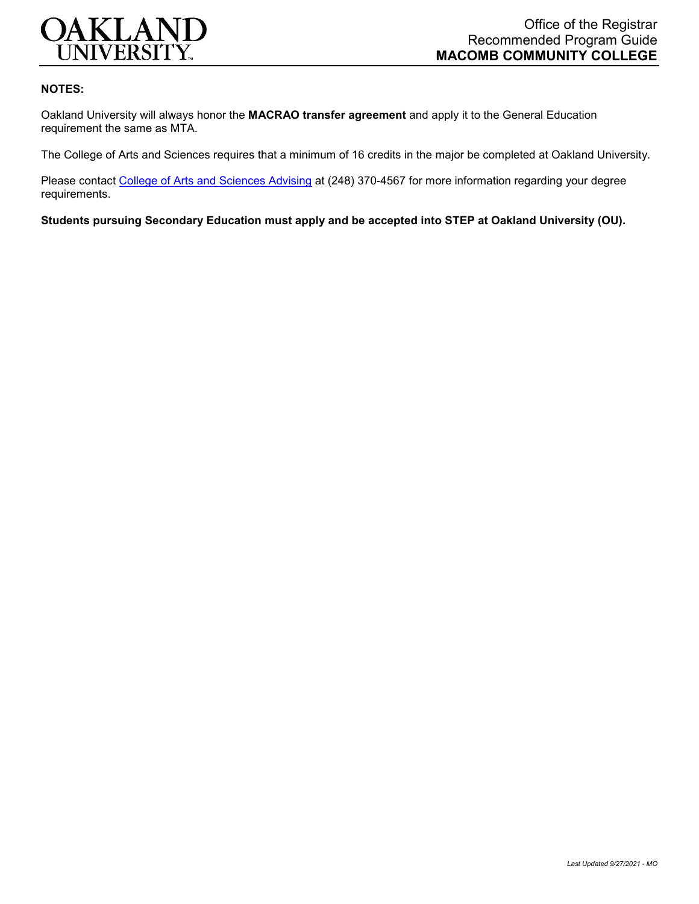**NOTES:**

Oakland University will always honor the **MACRAO transfer agreement** and apply it to the General Education requirement the same as MTA.

The College of Arts and Sciences requires that a minimum of 16 credits in the major be completed at Oakland University.

Please contact College of Arts and Sciences Advising at (248) 370-4567 for more information regarding your degree requirements.

**Students pursuing Secondary Education must apply and be accepted into STEP at Oakland University (OU).**

*Last Updated 9/27/2021 - MO*